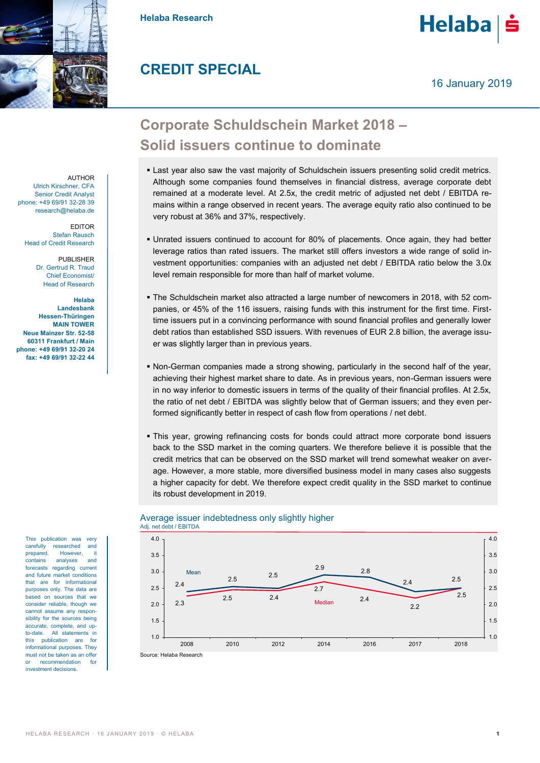Helaba Research

# CREDIT SPECIAL

16 January 2019

## Corporate Schuldschein Market 2018 – Solid issuers continue to dominate

AUTHOR
Ulrich Kirschner, CFA
Senior Credit Analyst
phone: +49 69/91 32-28 39
research@helaba.de

EDITOR
Stefan Rausch
Head of Credit Research

PUBLISHER
Dr. Gertrud R. Traud
Chief Economist/
Head of Research

**Helaba Landesbank Hessen-Thüringen**
**MAIN TOWER**
**Neue Mainzer Str. 52-58**
**60311 Frankfurt / Main**
**phone: +49 69/91 32-20 24**
**fax: +49 69/91 32-22 44**

- Last year also saw the vast majority of Schuldschein issuers presenting solid credit metrics. Although some companies found themselves in financial distress, average corporate debt remained at a moderate level. At 2.5x, the credit metric of adjusted net debt / EBITDA remains within a range observed in recent years. The average equity ratio also continued to be very robust at 36% and 37%, respectively.
- Unrated issuers continued to account for 80% of placements. Once again, they had better leverage ratios than rated issuers. The market still offers investors a wide range of solid investment opportunities: companies with an adjusted net debt / EBITDA ratio below the 3.0x level remain responsible for more than half of market volume.
- The Schuldschein market also attracted a large number of newcomers in 2018, with 52 companies, or 45% of the 116 issuers, raising funds with this instrument for the first time. First-time issuers put in a convincing performance with sound financial profiles and generally lower debt ratios than established SSD issuers. With revenues of EUR 2.8 billion, the average issuer was slightly larger than in previous years.
- Non-German companies made a strong showing, particularly in the second half of the year, achieving their highest market share to date. As in previous years, non-German issuers were in no way inferior to domestic issuers in terms of the quality of their financial profiles. At 2.5x, the ratio of net debt / EBITDA was slightly below that of German issuers; and they even performed significantly better in respect of cash flow from operations / net debt.
- This year, growing refinancing costs for bonds could attract more corporate bond issuers back to the SSD market in the coming quarters. We therefore believe it is possible that the credit metrics that can be observed on the SSD market will trend somewhat weaker on average. However, a more stable, more diversified business model in many cases also suggests a higher capacity for debt. We therefore expect credit quality in the SSD market to continue its robust development in 2019.

**Average issuer indebtedness only slightly higher**
Adj. net debt / EBITDA

| | 2008 | 2010 | 2012 | 2014 | 2016 | 2017 | 2018 |
|---|---|---|---|---|---|---|---|
| Mean | 2.4 | 2.5 | 2.5 | 2.9 | 2.8 | 2.4 | 2.5 |
| Median | 2.3 | 2.5 | 2.4 | 2.7 | 2.4 | 2.2 | 2.5 |

Source: Helaba Research

This publication was very carefully researched and prepared. However, it contains analyses and forecasts regarding current and future market conditions that are for informational purposes only. The data are based on sources that we consider reliable, though we cannot assume any responsibility for the sources being accurate, complete, and up-to-date. All statements in this publication are for informational purposes. They must not be taken as an offer or recommendation for investment decisions.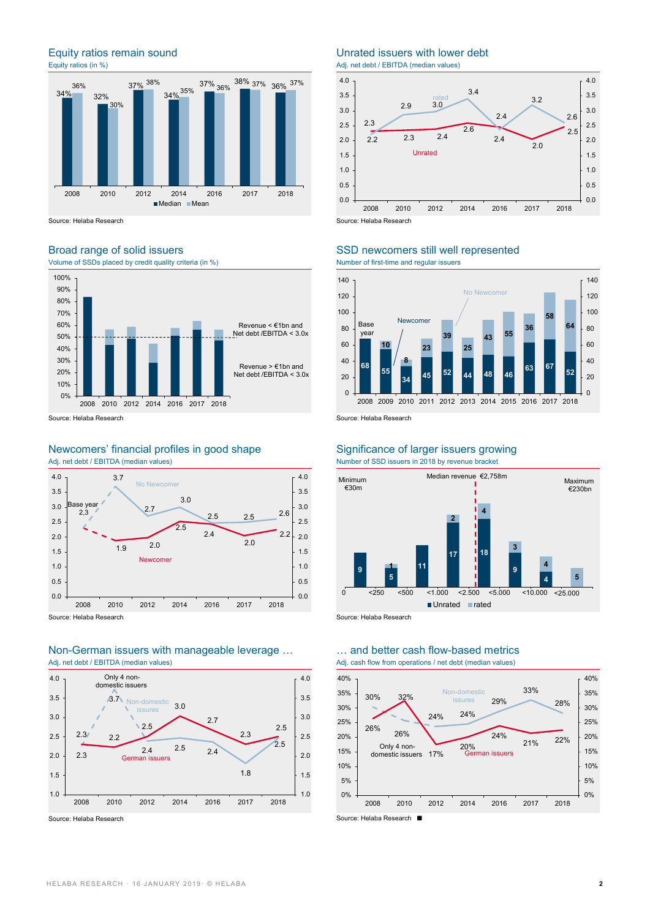## Equity ratios remain sound

Equity ratios (in %)

34% 36% 32% 30% 37% 38% 34% 35% 37% 36% 38% 37% 36% 37%

2008 2010 2012 2014 2016 2017 2018

Median Mean

Source: Helaba Research

## Unrated issuers with lower debt

Adj. net debt / EBITDA (median values)

4.0 3.5 3.0 2.5 2.0 1.5 1.0 0.5 0.0

rated

2.3 2.9 3.0 3.4 2.4 3.2 2.6

2.2 2.3 2.4 2.6 2.4 2.0 2.5

Unrated

2008 2010 2012 2014 2016 2017 2018

Source: Helaba Research

## Broad range of solid issuers

Volume of SSDs placed by credit quality criteria (in %)

100% 90% 80% 70% 60% 50% 40% 30% 20% 10% 0%

Revenue < €1bn and Net debt /EBITDA < 3.0x

Revenue > €1bn and Net debt /EBITDA < 3.0x

2008 2010 2012 2014 2016 2017 2018

Source: Helaba Research

## SSD newcomers still well represented

Number of first-time and regular issuers

140 120 100 80 60 40 20 0

No Newcomer

Newcomer

Base year

68 10 55 8 34 23 45 39 52 25 44 43 48 55 46 36 63 58 67 64 52

2008 2009 2010 2011 2012 2013 2014 2015 2016 2017 2018

Source: Helaba Research

## Newcomers' financial profiles in good shape

Adj. net debt / EBITDA (median values)

4.0 3.5 3.0 2.5 2.0 1.5 1.0 0.5 0.0

No Newcomer

Base year 2,3

3.7 2.7 3.0 2.5 2.5 2.6

1.9 2.0 2.5 2.4 2.0 2.2

Newcomer

2008 2010 2012 2014 2016 2017 2018

Source: Helaba Research

## Significance of larger issuers growing

Number of SSD issuers in 2018 by revenue bracket

Minimum €30m

Median revenue €2,758m

Maximum €230bn

9 1 5 11 2 17 4 18 3 9 4 4 5

0 <250 <500 <1.000 <2.500 <5.000 <10.000 <25.000

Unrated rated

Source: Helaba Research

## Non-German issuers with manageable leverage …

Adj. net debt / EBITDA (median values)

4.0 3.5 3.0 2.5 2.0 1.5 1.0

Only 4 non-domestic issuers

Non-domestic issuers

2.3 3.7 2.5 3.0 2.7 2.3 2.5

2.3 2.2 2.4 2.5 2.4 1.8 2.5

German issuers

2008 2010 2012 2014 2016 2017 2018

Source: Helaba Research

## … and better cash flow-based metrics

Adj. cash flow from operations / net debt (median values)

40% 35% 30% 25% 20% 15% 10% 5% 0%

Non-domestic issuers

30% 32% 24% 24% 29% 33% 28%

26% 26% 17% 20% 24% 21% 22%

Only 4 non-domestic issuers

German issuers

2008 2010 2012 2014 2016 2017 2018

Source: Helaba Research ■